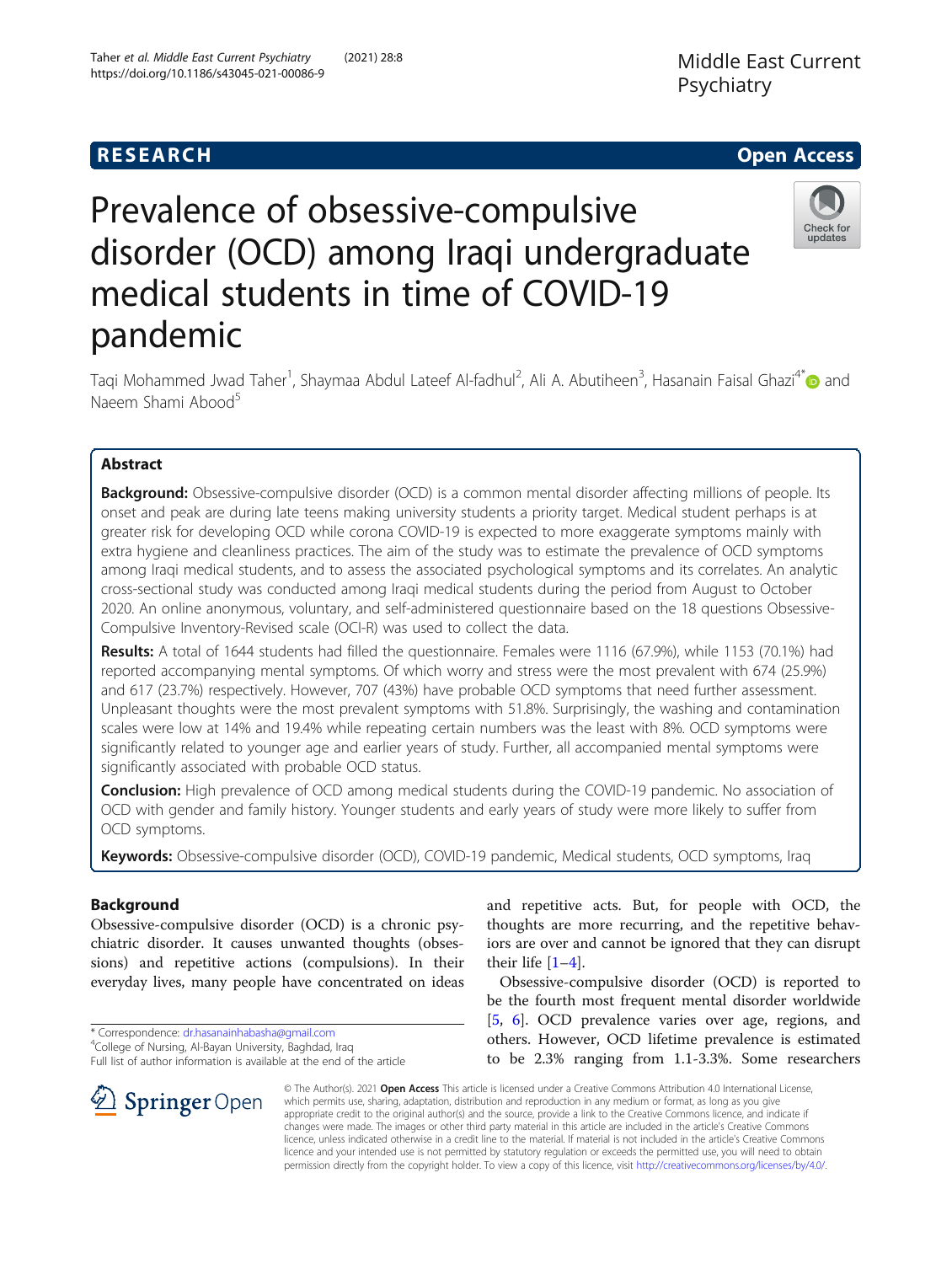**RESEARCH** **Open Access**

# Prevalence of obsessive-compulsive disorder (OCD) among Iraqi undergraduate medical students in time of COVID-19 pandemic

Taqi Mohammed Jwad Taher[1], Shaymaa Abdul Lateef Al-fadhul[2], Ali A. Abutiheen[3], Hasanain Faisal Ghazi[4*] and Naeem Shami Abood[5]

## Abstract

**Background:** Obsessive-compulsive disorder (OCD) is a common mental disorder affecting millions of people. Its onset and peak are during late teens making university students a priority target. Medical student perhaps is at greater risk for developing OCD while corona COVID-19 is expected to more exaggerate symptoms mainly with extra hygiene and cleanliness practices. The aim of the study was to estimate the prevalence of OCD symptoms among Iraqi medical students, and to assess the associated psychological symptoms and its correlates. An analytic cross-sectional study was conducted among Iraqi medical students during the period from August to October 2020. An online anonymous, voluntary, and self-administered questionnaire based on the 18 questions Obsessive-Compulsive Inventory-Revised scale (OCI-R) was used to collect the data.

**Results:** A total of 1644 students had filled the questionnaire. Females were 1116 (67.9%), while 1153 (70.1%) had reported accompanying mental symptoms. Of which worry and stress were the most prevalent with 674 (25.9%) and 617 (23.7%) respectively. However, 707 (43%) have probable OCD symptoms that need further assessment. Unpleasant thoughts were the most prevalent symptoms with 51.8%. Surprisingly, the washing and contamination scales were low at 14% and 19.4% while repeating certain numbers was the least with 8%. OCD symptoms were significantly related to younger age and earlier years of study. Further, all accompanied mental symptoms were significantly associated with probable OCD status.

**Conclusion:** High prevalence of OCD among medical students during the COVID-19 pandemic. No association of OCD with gender and family history. Younger students and early years of study were more likely to suffer from OCD symptoms.

**Keywords:** Obsessive-compulsive disorder (OCD), COVID-19 pandemic, Medical students, OCD symptoms, Iraq

## Background

Obsessive-compulsive disorder (OCD) is a chronic psychiatric disorder. It causes unwanted thoughts (obsessions) and repetitive actions (compulsions). In their everyday lives, many people have concentrated on ideas and repetitive acts. But, for people with OCD, the thoughts are more recurring, and the repetitive behaviors are over and cannot be ignored that they can disrupt their life [1–4].

Obsessive-compulsive disorder (OCD) is reported to be the fourth most frequent mental disorder worldwide [5, 6]. OCD prevalence varies over age, regions, and others. However, OCD lifetime prevalence is estimated to be 2.3% ranging from 1.1-3.3%. Some researchers

\* Correspondence: dr.hasanainhabasha@gmail.com
[4]College of Nursing, Al-Bayan University, Baghdad, Iraq
Full list of author information is available at the end of the article

© The Author(s). 2021 **Open Access** This article is licensed under a Creative Commons Attribution 4.0 International License, which permits use, sharing, adaptation, distribution and reproduction in any medium or format, as long as you give appropriate credit to the original author(s) and the source, provide a link to the Creative Commons licence, and indicate if changes were made. The images or other third party material in this article are included in the article's Creative Commons licence, unless indicated otherwise in a credit line to the material. If material is not included in the article's Creative Commons licence and your intended use is not permitted by statutory regulation or exceeds the permitted use, you will need to obtain permission directly from the copyright holder. To view a copy of this licence, visit http://creativecommons.org/licenses/by/4.0/.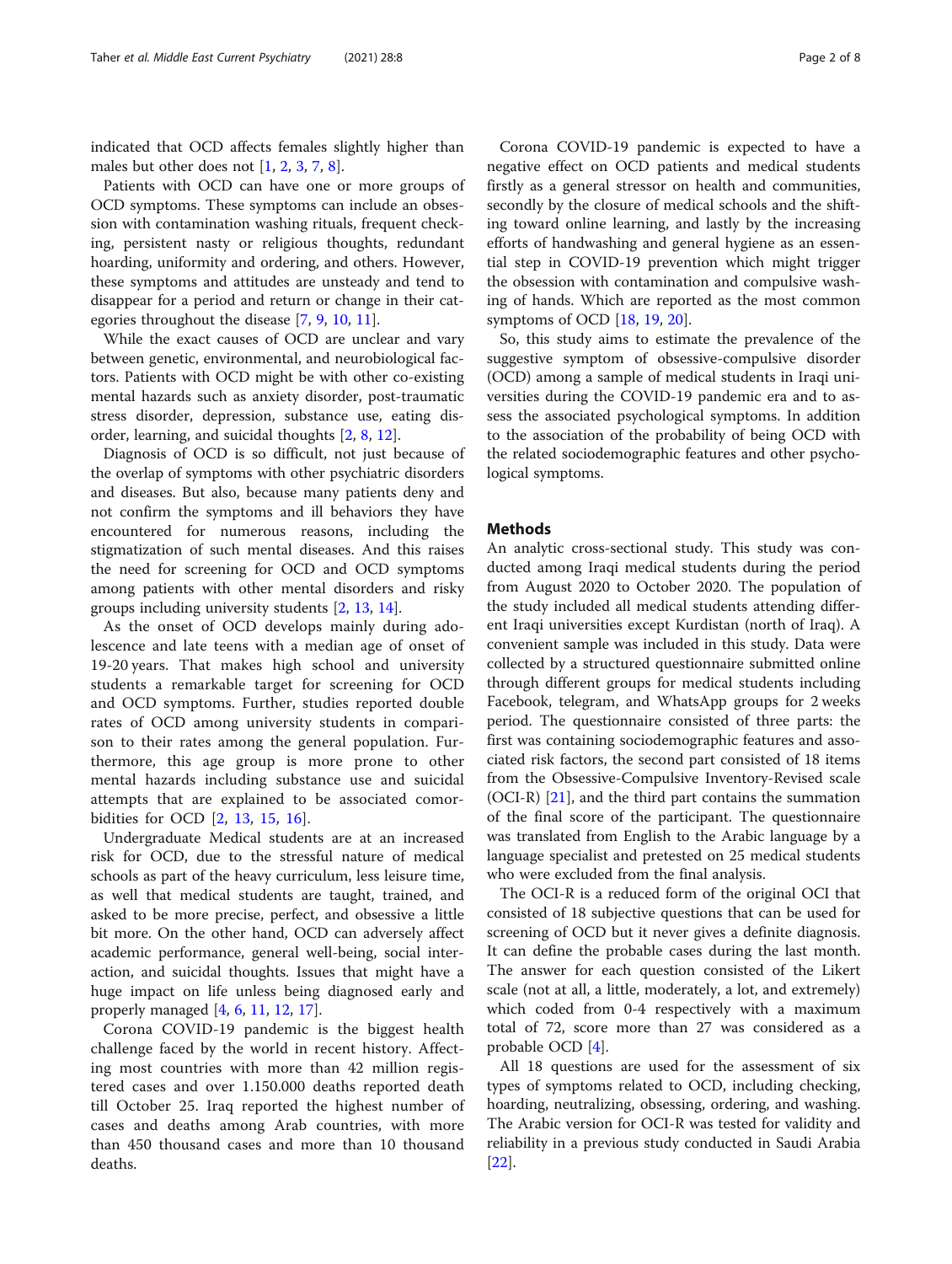indicated that OCD affects females slightly higher than males but other does not [1, 2, 3, 7, 8].

Patients with OCD can have one or more groups of OCD symptoms. These symptoms can include an obsession with contamination washing rituals, frequent checking, persistent nasty or religious thoughts, redundant hoarding, uniformity and ordering, and others. However, these symptoms and attitudes are unsteady and tend to disappear for a period and return or change in their categories throughout the disease [7, 9, 10, 11].

While the exact causes of OCD are unclear and vary between genetic, environmental, and neurobiological factors. Patients with OCD might be with other co-existing mental hazards such as anxiety disorder, post-traumatic stress disorder, depression, substance use, eating disorder, learning, and suicidal thoughts [2, 8, 12].

Diagnosis of OCD is so difficult, not just because of the overlap of symptoms with other psychiatric disorders and diseases. But also, because many patients deny and not confirm the symptoms and ill behaviors they have encountered for numerous reasons, including the stigmatization of such mental diseases. And this raises the need for screening for OCD and OCD symptoms among patients with other mental disorders and risky groups including university students [2, 13, 14].

As the onset of OCD develops mainly during adolescence and late teens with a median age of onset of 19-20 years. That makes high school and university students a remarkable target for screening for OCD and OCD symptoms. Further, studies reported double rates of OCD among university students in comparison to their rates among the general population. Furthermore, this age group is more prone to other mental hazards including substance use and suicidal attempts that are explained to be associated comorbidities for OCD [2, 13, 15, 16].

Undergraduate Medical students are at an increased risk for OCD, due to the stressful nature of medical schools as part of the heavy curriculum, less leisure time, as well that medical students are taught, trained, and asked to be more precise, perfect, and obsessive a little bit more. On the other hand, OCD can adversely affect academic performance, general well-being, social interaction, and suicidal thoughts. Issues that might have a huge impact on life unless being diagnosed early and properly managed [4, 6, 11, 12, 17].

Corona COVID-19 pandemic is the biggest health challenge faced by the world in recent history. Affecting most countries with more than 42 million registered cases and over 1.150.000 deaths reported death till October 25. Iraq reported the highest number of cases and deaths among Arab countries, with more than 450 thousand cases and more than 10 thousand deaths.

Corona COVID-19 pandemic is expected to have a negative effect on OCD patients and medical students firstly as a general stressor on health and communities, secondly by the closure of medical schools and the shifting toward online learning, and lastly by the increasing efforts of handwashing and general hygiene as an essential step in COVID-19 prevention which might trigger the obsession with contamination and compulsive washing of hands. Which are reported as the most common symptoms of OCD [18, 19, 20].

So, this study aims to estimate the prevalence of the suggestive symptom of obsessive-compulsive disorder (OCD) among a sample of medical students in Iraqi universities during the COVID-19 pandemic era and to assess the associated psychological symptoms. In addition to the association of the probability of being OCD with the related sociodemographic features and other psychological symptoms.

## Methods

An analytic cross-sectional study. This study was conducted among Iraqi medical students during the period from August 2020 to October 2020. The population of the study included all medical students attending different Iraqi universities except Kurdistan (north of Iraq). A convenient sample was included in this study. Data were collected by a structured questionnaire submitted online through different groups for medical students including Facebook, telegram, and WhatsApp groups for 2 weeks period. The questionnaire consisted of three parts: the first was containing sociodemographic features and associated risk factors, the second part consisted of 18 items from the Obsessive-Compulsive Inventory-Revised scale (OCI-R) [21], and the third part contains the summation of the final score of the participant. The questionnaire was translated from English to the Arabic language by a language specialist and pretested on 25 medical students who were excluded from the final analysis.

The OCI-R is a reduced form of the original OCI that consisted of 18 subjective questions that can be used for screening of OCD but it never gives a definite diagnosis. It can define the probable cases during the last month. The answer for each question consisted of the Likert scale (not at all, a little, moderately, a lot, and extremely) which coded from 0-4 respectively with a maximum total of 72, score more than 27 was considered as a probable OCD [4].

All 18 questions are used for the assessment of six types of symptoms related to OCD, including checking, hoarding, neutralizing, obsessing, ordering, and washing. The Arabic version for OCI-R was tested for validity and reliability in a previous study conducted in Saudi Arabia [22].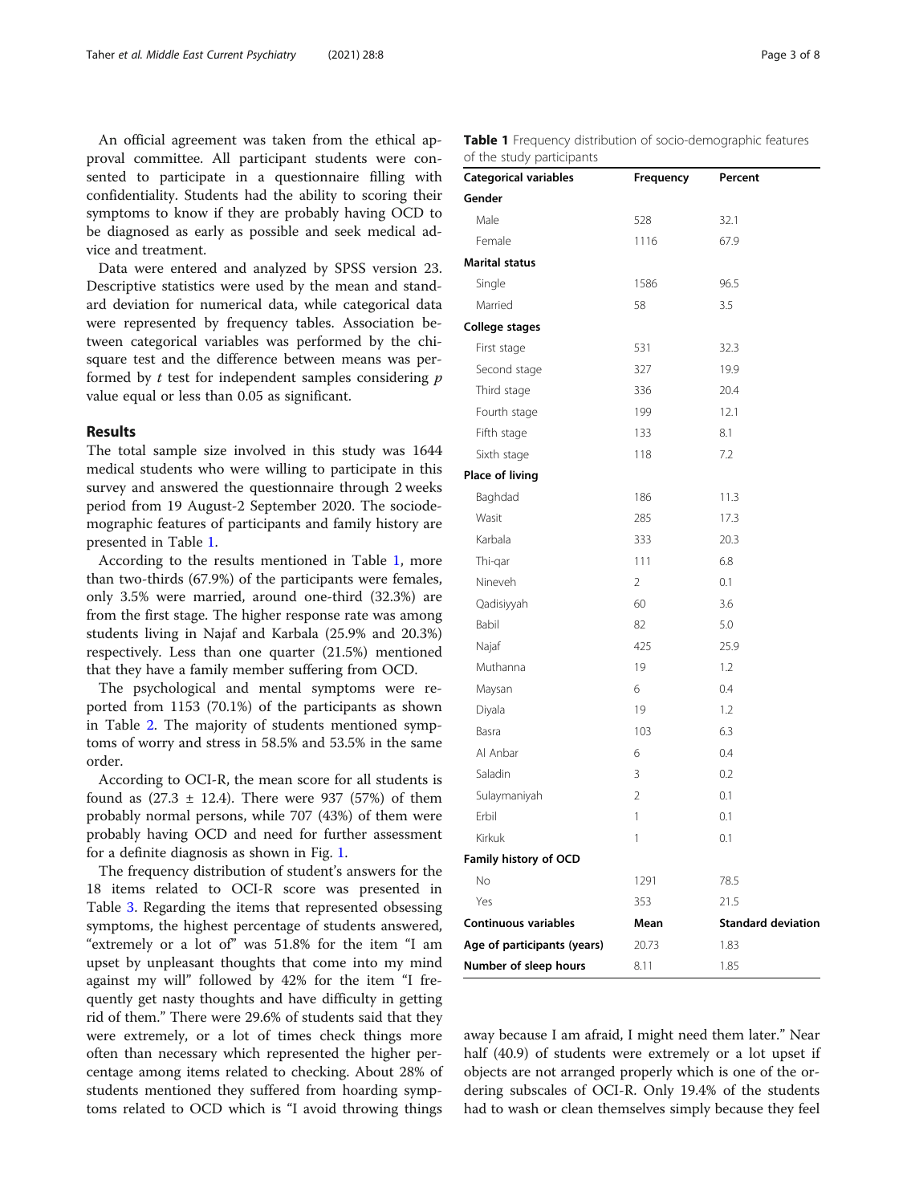An official agreement was taken from the ethical approval committee. All participant students were consented to participate in a questionnaire filling with confidentiality. Students had the ability to scoring their symptoms to know if they are probably having OCD to be diagnosed as early as possible and seek medical advice and treatment.

Data were entered and analyzed by SPSS version 23. Descriptive statistics were used by the mean and standard deviation for numerical data, while categorical data were represented by frequency tables. Association between categorical variables was performed by the chi-square test and the difference between means was performed by $t$ test for independent samples considering $p$ value equal or less than 0.05 as significant.

## Results

The total sample size involved in this study was 1644 medical students who were willing to participate in this survey and answered the questionnaire through 2 weeks period from 19 August-2 September 2020. The sociodemographic features of participants and family history are presented in Table 1.

According to the results mentioned in Table 1, more than two-thirds (67.9%) of the participants were females, only 3.5% were married, around one-third (32.3%) are from the first stage. The higher response rate was among students living in Najaf and Karbala (25.9% and 20.3%) respectively. Less than one quarter (21.5%) mentioned that they have a family member suffering from OCD.

The psychological and mental symptoms were reported from 1153 (70.1%) of the participants as shown in Table 2. The majority of students mentioned symptoms of worry and stress in 58.5% and 53.5% in the same order.

According to OCI-R, the mean score for all students is found as (27.3 ± 12.4). There were 937 (57%) of them probably normal persons, while 707 (43%) of them were probably having OCD and need for further assessment for a definite diagnosis as shown in Fig. 1.

The frequency distribution of student's answers for the 18 items related to OCI-R score was presented in Table 3. Regarding the items that represented obsessing symptoms, the highest percentage of students answered, "extremely or a lot of" was 51.8% for the item "I am upset by unpleasant thoughts that come into my mind against my will" followed by 42% for the item "I frequently get nasty thoughts and have difficulty in getting rid of them." There were 29.6% of students said that they were extremely, or a lot of times check things more often than necessary which represented the higher percentage among items related to checking. About 28% of students mentioned they suffered from hoarding symptoms related to OCD which is "I avoid throwing things away because I am afraid, I might need them later." Near half (40.9) of students were extremely or a lot upset if objects are not arranged properly which is one of the ordering subscales of OCI-R. Only 19.4% of the students had to wash or clean themselves simply because they feel

**Table 1** Frequency distribution of socio-demographic features of the study participants

| Categorical variables | Frequency | Percent |
|---|---|---|
| **Gender** | | |
| Male | 528 | 32.1 |
| Female | 1116 | 67.9 |
| **Marital status** | | |
| Single | 1586 | 96.5 |
| Married | 58 | 3.5 |
| **College stages** | | |
| First stage | 531 | 32.3 |
| Second stage | 327 | 19.9 |
| Third stage | 336 | 20.4 |
| Fourth stage | 199 | 12.1 |
| Fifth stage | 133 | 8.1 |
| Sixth stage | 118 | 7.2 |
| **Place of living** | | |
| Baghdad | 186 | 11.3 |
| Wasit | 285 | 17.3 |
| Karbala | 333 | 20.3 |
| Thi-qar | 111 | 6.8 |
| Nineveh | 2 | 0.1 |
| Qadisiyyah | 60 | 3.6 |
| Babil | 82 | 5.0 |
| Najaf | 425 | 25.9 |
| Muthanna | 19 | 1.2 |
| Maysan | 6 | 0.4 |
| Diyala | 19 | 1.2 |
| Basra | 103 | 6.3 |
| Al Anbar | 6 | 0.4 |
| Saladin | 3 | 0.2 |
| Sulaymaniyah | 2 | 0.1 |
| Erbil | 1 | 0.1 |
| Kirkuk | 1 | 0.1 |
| **Family history of OCD** | | |
| No | 1291 | 78.5 |
| Yes | 353 | 21.5 |
| **Continuous variables** | **Mean** | **Standard deviation** |
| **Age of participants (years)** | 20.73 | 1.83 |
| **Number of sleep hours** | 8.11 | 1.85 |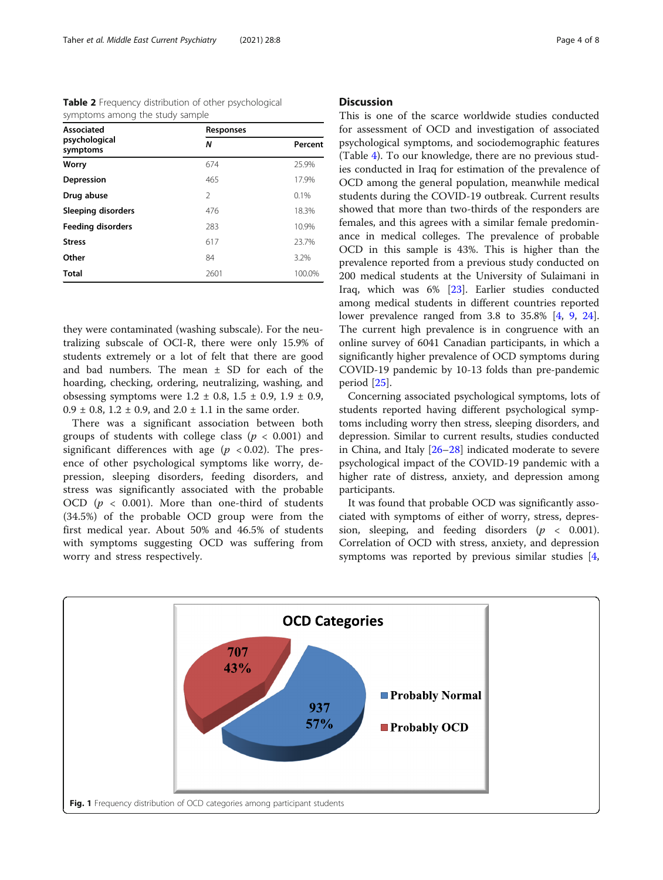**Table 2** Frequency distribution of other psychological symptoms among the study sample

| Associated psychological symptoms | Responses | |
|---|---|---|
| | *N* | Percent |
| **Worry** | 674 | 25.9% |
| **Depression** | 465 | 17.9% |
| **Drug abuse** | 2 | 0.1% |
| **Sleeping disorders** | 476 | 18.3% |
| **Feeding disorders** | 283 | 10.9% |
| **Stress** | 617 | 23.7% |
| **Other** | 84 | 3.2% |
| **Total** | 2601 | 100.0% |

they were contaminated (washing subscale). For the neutralizing subscale of OCI-R, there were only 15.9% of students extremely or a lot of felt that there are good and bad numbers. The mean ± SD for each of the hoarding, checking, ordering, neutralizing, washing, and obsessing symptoms were 1.2 ± 0.8, 1.5 ± 0.9, 1.9 ± 0.9, 0.9 ± 0.8, 1.2 ± 0.9, and 2.0 ± 1.1 in the same order.

There was a significant association between both groups of students with college class ($p < 0.001$) and significant differences with age ($p < 0.02$). The presence of other psychological symptoms like worry, depression, sleeping disorders, feeding disorders, and stress was significantly associated with the probable OCD ($p < 0.001$). More than one-third of students (34.5%) of the probable OCD group were from the first medical year. About 50% and 46.5% of students with symptoms suggesting OCD was suffering from worry and stress respectively.

## Discussion

This is one of the scarce worldwide studies conducted for assessment of OCD and investigation of associated psychological symptoms, and sociodemographic features (Table 4). To our knowledge, there are no previous studies conducted in Iraq for estimation of the prevalence of OCD among the general population, meanwhile medical students during the COVID-19 outbreak. Current results showed that more than two-thirds of the responders are females, and this agrees with a similar female predominance in medical colleges. The prevalence of probable OCD in this sample is 43%. This is higher than the prevalence reported from a previous study conducted on 200 medical students at the University of Sulaimani in Iraq, which was 6% [23]. Earlier studies conducted among medical students in different countries reported lower prevalence ranged from 3.8 to 35.8% [4, 9, 24]. The current high prevalence is in congruence with an online survey of 6041 Canadian participants, in which a significantly higher prevalence of OCD symptoms during COVID-19 pandemic by 10-13 folds than pre-pandemic period [25].

Concerning associated psychological symptoms, lots of students reported having different psychological symptoms including worry then stress, sleeping disorders, and depression. Similar to current results, studies conducted in China, and Italy [26–28] indicated moderate to severe psychological impact of the COVID-19 pandemic with a higher rate of distress, anxiety, and depression among participants.

It was found that probable OCD was significantly associated with symptoms of either of worry, stress, depression, sleeping, and feeding disorders ($p < 0.001$). Correlation of OCD with stress, anxiety, and depression symptoms was reported by previous similar studies [4,

**Fig. 1** Frequency distribution of OCD categories among participant students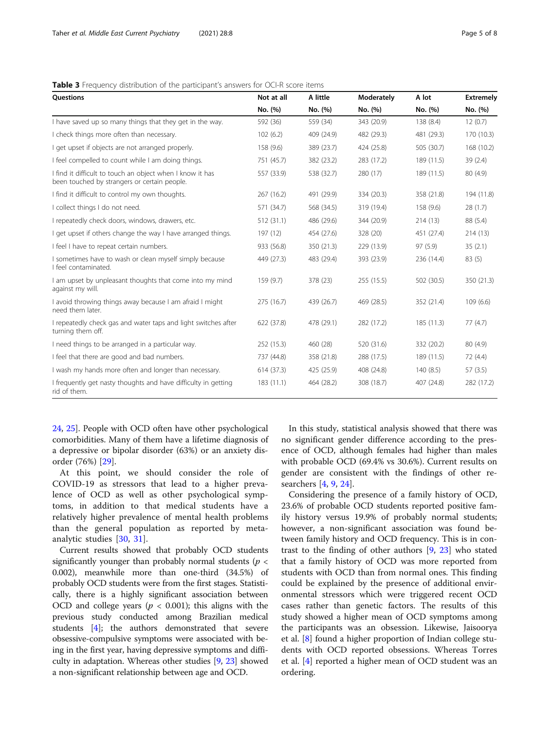**Table 3** Frequency distribution of the participant's answers for OCI-R score items

| Questions | Not at all | A little | Moderately | A lot | Extremely |
|---|---|---|---|---|---|
| | No. (%) | No. (%) | No. (%) | No. (%) | No. (%) |
| I have saved up so many things that they get in the way. | 592 (36) | 559 (34) | 343 (20.9) | 138 (8.4) | 12 (0.7) |
| I check things more often than necessary. | 102 (6.2) | 409 (24.9) | 482 (29.3) | 481 (29.3) | 170 (10.3) |
| I get upset if objects are not arranged properly. | 158 (9.6) | 389 (23.7) | 424 (25.8) | 505 (30.7) | 168 (10.2) |
| I feel compelled to count while I am doing things. | 751 (45.7) | 382 (23.2) | 283 (17.2) | 189 (11.5) | 39 (2.4) |
| I find it difficult to touch an object when I know it has been touched by strangers or certain people. | 557 (33.9) | 538 (32.7) | 280 (17) | 189 (11.5) | 80 (4.9) |
| I find it difficult to control my own thoughts. | 267 (16.2) | 491 (29.9) | 334 (20.3) | 358 (21.8) | 194 (11.8) |
| I collect things I do not need. | 571 (34.7) | 568 (34.5) | 319 (19.4) | 158 (9.6) | 28 (1.7) |
| I repeatedly check doors, windows, drawers, etc. | 512 (31.1) | 486 (29.6) | 344 (20.9) | 214 (13) | 88 (5.4) |
| I get upset if others change the way I have arranged things. | 197 (12) | 454 (27.6) | 328 (20) | 451 (27.4) | 214 (13) |
| I feel I have to repeat certain numbers. | 933 (56.8) | 350 (21.3) | 229 (13.9) | 97 (5.9) | 35 (2.1) |
| I sometimes have to wash or clean myself simply because I feel contaminated. | 449 (27.3) | 483 (29.4) | 393 (23.9) | 236 (14.4) | 83 (5) |
| I am upset by unpleasant thoughts that come into my mind against my will. | 159 (9.7) | 378 (23) | 255 (15.5) | 502 (30.5) | 350 (21.3) |
| I avoid throwing things away because I am afraid I might need them later. | 275 (16.7) | 439 (26.7) | 469 (28.5) | 352 (21.4) | 109 (6.6) |
| I repeatedly check gas and water taps and light switches after turning them off. | 622 (37.8) | 478 (29.1) | 282 (17.2) | 185 (11.3) | 77 (4.7) |
| I need things to be arranged in a particular way. | 252 (15.3) | 460 (28) | 520 (31.6) | 332 (20.2) | 80 (4.9) |
| I feel that there are good and bad numbers. | 737 (44.8) | 358 (21.8) | 288 (17.5) | 189 (11.5) | 72 (4.4) |
| I wash my hands more often and longer than necessary. | 614 (37.3) | 425 (25.9) | 408 (24.8) | 140 (8.5) | 57 (3.5) |
| I frequently get nasty thoughts and have difficulty in getting rid of them. | 183 (11.1) | 464 (28.2) | 308 (18.7) | 407 (24.8) | 282 (17.2) |

24, 25]. People with OCD often have other psychological comorbidities. Many of them have a lifetime diagnosis of a depressive or bipolar disorder (63%) or an anxiety disorder (76%) [29].

At this point, we should consider the role of COVID-19 as stressors that lead to a higher prevalence of OCD as well as other psychological symptoms, in addition to that medical students have a relatively higher prevalence of mental health problems than the general population as reported by meta-analytic studies [30, 31].

Current results showed that probably OCD students significantly younger than probably normal students ($p <$ 0.002), meanwhile more than one-third (34.5%) of probably OCD students were from the first stages. Statistically, there is a highly significant association between OCD and college years ($p < 0.001$); this aligns with the previous study conducted among Brazilian medical students [4]; the authors demonstrated that severe obsessive-compulsive symptoms were associated with being in the first year, having depressive symptoms and difficulty in adaptation. Whereas other studies [9, 23] showed a non-significant relationship between age and OCD.

In this study, statistical analysis showed that there was no significant gender difference according to the presence of OCD, although females had higher than males with probable OCD (69.4% vs 30.6%). Current results on gender are consistent with the findings of other researchers [4, 9, 24].

Considering the presence of a family history of OCD, 23.6% of probable OCD students reported positive family history versus 19.9% of probably normal students; however, a non-significant association was found between family history and OCD frequency. This is in contrast to the finding of other authors [9, 23] who stated that a family history of OCD was more reported from students with OCD than from normal ones. This finding could be explained by the presence of additional environmental stressors which were triggered recent OCD cases rather than genetic factors. The results of this study showed a higher mean of OCD symptoms among the participants was an obsession. Likewise, Jaisoorya et al. [8] found a higher proportion of Indian college students with OCD reported obsessions. Whereas Torres et al. [4] reported a higher mean of OCD student was an ordering.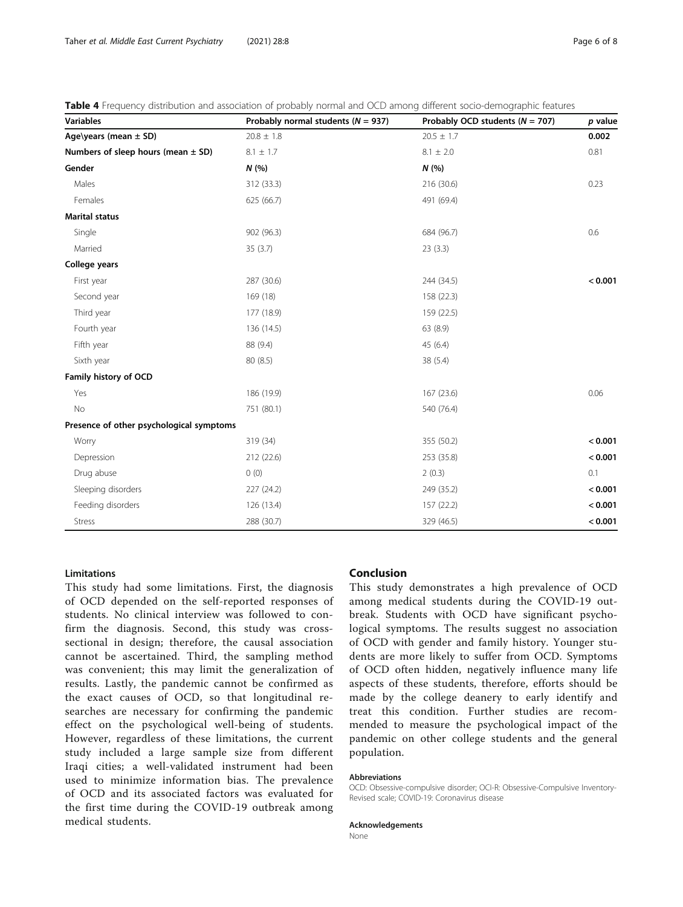**Table 4** Frequency distribution and association of probably normal and OCD among different socio-demographic features

| Variables | Probably normal students (*N* = 937) | Probably OCD students (*N* = 707) | *p* value |
|---|---|---|---|
| **Age\years (mean ± SD)** | 20.8 ± 1.8 | 20.5 ± 1.7 | **0.002** |
| **Numbers of sleep hours (mean ± SD)** | 8.1 ± 1.7 | 8.1 ± 2.0 | 0.81 |
| **Gender** | ***N* (%)** | ***N* (%)** | |
| Males | 312 (33.3) | 216 (30.6) | 0.23 |
| Females | 625 (66.7) | 491 (69.4) | |
| **Marital status** | | | |
| Single | 902 (96.3) | 684 (96.7) | 0.6 |
| Married | 35 (3.7) | 23 (3.3) | |
| **College years** | | | |
| First year | 287 (30.6) | 244 (34.5) | **< 0.001** |
| Second year | 169 (18) | 158 (22.3) | |
| Third year | 177 (18.9) | 159 (22.5) | |
| Fourth year | 136 (14.5) | 63 (8.9) | |
| Fifth year | 88 (9.4) | 45 (6.4) | |
| Sixth year | 80 (8.5) | 38 (5.4) | |
| **Family history of OCD** | | | |
| Yes | 186 (19.9) | 167 (23.6) | 0.06 |
| No | 751 (80.1) | 540 (76.4) | |
| **Presence of other psychological symptoms** | | | |
| Worry | 319 (34) | 355 (50.2) | **< 0.001** |
| Depression | 212 (22.6) | 253 (35.8) | **< 0.001** |
| Drug abuse | 0 (0) | 2 (0.3) | 0.1 |
| Sleeping disorders | 227 (24.2) | 249 (35.2) | **< 0.001** |
| Feeding disorders | 126 (13.4) | 157 (22.2) | **< 0.001** |
| Stress | 288 (30.7) | 329 (46.5) | **< 0.001** |

### Limitations

This study had some limitations. First, the diagnosis of OCD depended on the self-reported responses of students. No clinical interview was followed to confirm the diagnosis. Second, this study was cross-sectional in design; therefore, the causal association cannot be ascertained. Third, the sampling method was convenient; this may limit the generalization of results. Lastly, the pandemic cannot be confirmed as the exact causes of OCD, so that longitudinal researches are necessary for confirming the pandemic effect on the psychological well-being of students. However, regardless of these limitations, the current study included a large sample size from different Iraqi cities; a well-validated instrument had been used to minimize information bias. The prevalence of OCD and its associated factors was evaluated for the first time during the COVID-19 outbreak among medical students.

## Conclusion

This study demonstrates a high prevalence of OCD among medical students during the COVID-19 outbreak. Students with OCD have significant psychological symptoms. The results suggest no association of OCD with gender and family history. Younger students are more likely to suffer from OCD. Symptoms of OCD often hidden, negatively influence many life aspects of these students, therefore, efforts should be made by the college deanery to early identify and treat this condition. Further studies are recommended to measure the psychological impact of the pandemic on other college students and the general population.

#### Abbreviations

OCD: Obsessive-compulsive disorder; OCI-R: Obsessive-Compulsive Inventory-Revised scale; COVID-19: Coronavirus disease

#### Acknowledgements

None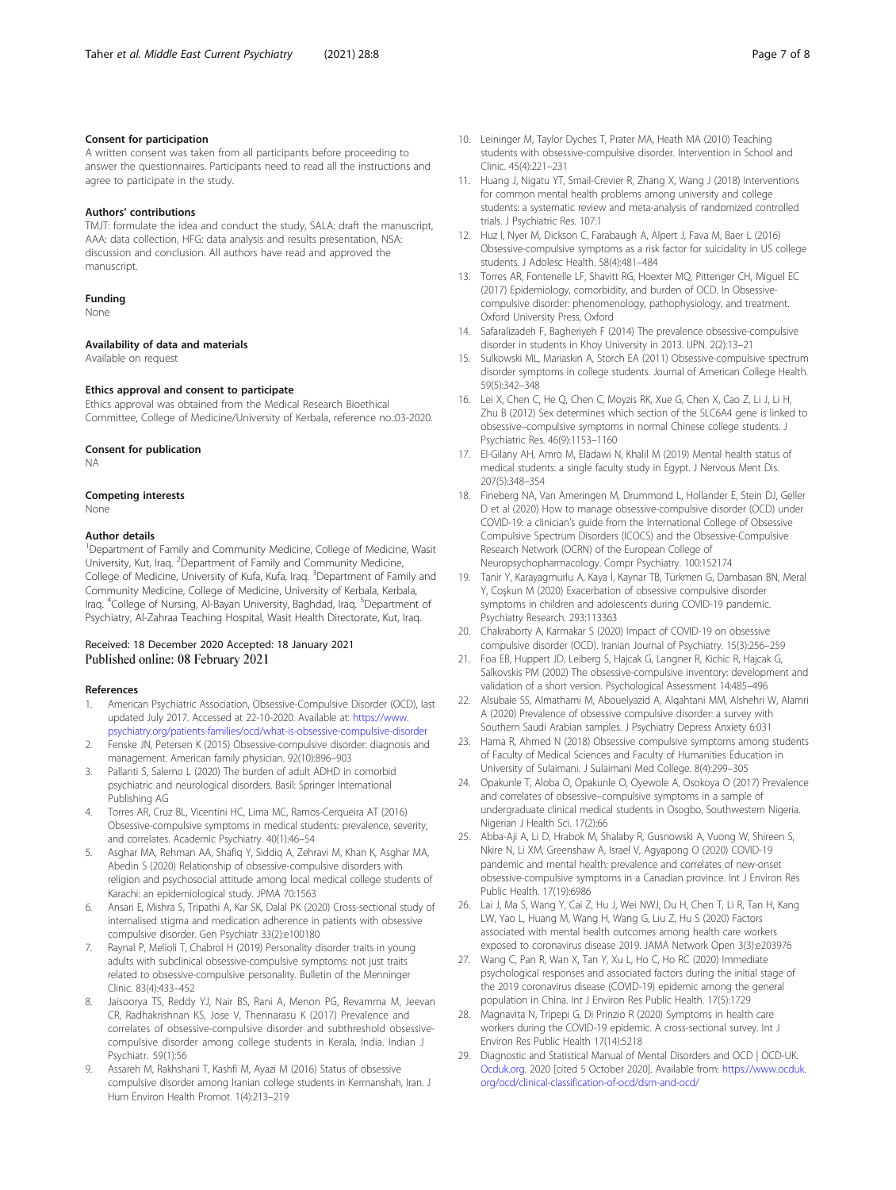### Consent for participation

A written consent was taken from all participants before proceeding to answer the questionnaires. Participants need to read all the instructions and agree to participate in the study.

### Authors' contributions

TMJT: formulate the idea and conduct the study, SALA: draft the manuscript, AAA: data collection, HFG: data analysis and results presentation, NSA: discussion and conclusion. All authors have read and approved the manuscript.

### Funding

None

### Availability of data and materials

Available on request

### Ethics approval and consent to participate

Ethics approval was obtained from the Medical Research Bioethical Committee, College of Medicine/University of Kerbala, reference no.:03-2020.

### Consent for publication

NA

### Competing interests

None

### Author details

[1]Department of Family and Community Medicine, College of Medicine, Wasit University, Kut, Iraq. [2]Department of Family and Community Medicine, College of Medicine, University of Kufa, Kufa, Iraq. [3]Department of Family and Community Medicine, College of Medicine, University of Kerbala, Kerbala, Iraq. [4]College of Nursing, Al-Bayan University, Baghdad, Iraq. [5]Department of Psychiatry, Al-Zahraa Teaching Hospital, Wasit Health Directorate, Kut, Iraq.

Received: 18 December 2020 Accepted: 18 January 2021
Published online: 08 February 2021

## References

1. American Psychiatric Association, Obsessive-Compulsive Disorder (OCD), last updated July 2017. Accessed at 22-10-2020. Available at: https://www.psychiatry.org/patients-families/ocd/what-is-obsessive-compulsive-disorder
2. Fenske JN, Petersen K (2015) Obsessive-compulsive disorder: diagnosis and management. American family physician. 92(10):896–903
3. Pallanti S, Salerno L (2020) The burden of adult ADHD in comorbid psychiatric and neurological disorders. Basil: Springer International Publishing AG
4. Torres AR, Cruz BL, Vicentini HC, Lima MC, Ramos-Cerqueira AT (2016) Obsessive-compulsive symptoms in medical students: prevalence, severity, and correlates. Academic Psychiatry. 40(1):46–54
5. Asghar MA, Rehman AA, Shafiq Y, Siddiq A, Zehravi M, Khan K, Asghar MA, Abedin S (2020) Relationship of obsessive-compulsive disorders with religion and psychosocial attitude among local medical college students of Karachi: an epidemiological study. JPMA 70:1563
6. Ansari E, Mishra S, Tripathi A, Kar SK, Dalal PK (2020) Cross-sectional study of internalised stigma and medication adherence in patients with obsessive compulsive disorder. Gen Psychiatr 33(2):e100180
7. Raynal P, Melioli T, Chabrol H (2019) Personality disorder traits in young adults with subclinical obsessive-compulsive symptoms: not just traits related to obsessive-compulsive personality. Bulletin of the Menninger Clinic. 83(4):433–452
8. Jaisoorya TS, Reddy YJ, Nair BS, Rani A, Menon PG, Revamma M, Jeevan CR, Radhakrishnan KS, Jose V, Thennarasu K (2017) Prevalence and correlates of obsessive-compulsive disorder and subthreshold obsessive-compulsive disorder among college students in Kerala, India. Indian J Psychiatr. 59(1):56
9. Assareh M, Rakhshani T, Kashfi M, Ayazi M (2016) Status of obsessive compulsive disorder among Iranian college students in Kermanshah, Iran. J Hum Environ Health Promot. 1(4):213–219
10. Leininger M, Taylor Dyches T, Prater MA, Heath MA (2010) Teaching students with obsessive-compulsive disorder. Intervention in School and Clinic. 45(4):221–231
11. Huang J, Nigatu YT, Smail-Crevier R, Zhang X, Wang J (2018) Interventions for common mental health problems among university and college students: a systematic review and meta-analysis of randomized controlled trials. J Psychiatric Res. 107:1
12. Huz I, Nyer M, Dickson C, Farabaugh A, Alpert J, Fava M, Baer L (2016) Obsessive-compulsive symptoms as a risk factor for suicidality in US college students. J Adolesc Health. 58(4):481–484
13. Torres AR, Fontenelle LF, Shavitt RG, Hoexter MQ, Pittenger CH, Miguel EC (2017) Epidemiology, comorbidity, and burden of OCD. In Obsessive-compulsive disorder: phenomenology, pathophysiology, and treatment. Oxford University Press, Oxford
14. Safaralizadeh F, Bagheriyeh F (2014) The prevalence obsessive-compulsive disorder in students in Khoy University in 2013. IJPN. 2(2):13–21
15. Sulkowski ML, Mariaskin A, Storch EA (2011) Obsessive-compulsive spectrum disorder symptoms in college students. Journal of American College Health. 59(5):342–348
16. Lei X, Chen C, He Q, Chen C, Moyzis RK, Xue G, Chen X, Cao Z, Li J, Li H, Zhu B (2012) Sex determines which section of the SLC6A4 gene is linked to obsessive–compulsive symptoms in normal Chinese college students. J Psychiatric Res. 46(9):1153–1160
17. El-Gilany AH, Amro M, Eladawi N, Khalil M (2019) Mental health status of medical students: a single faculty study in Egypt. J Nervous Ment Dis. 207(5):348–354
18. Fineberg NA, Van Ameringen M, Drummond L, Hollander E, Stein DJ, Geller D et al (2020) How to manage obsessive-compulsive disorder (OCD) under COVID-19: a clinician's guide from the International College of Obsessive Compulsive Spectrum Disorders (ICOCS) and the Obsessive-Compulsive Research Network (OCRN) of the European College of Neuropsychopharmacology. Compr Psychiatry. 100:152174
19. Tanir Y, Karayagmurlu A, Kaya İ, Kaynar TB, Türkmen G, Dambasan BN, Meral Y, Coşkun M (2020) Exacerbation of obsessive compulsive disorder symptoms in children and adolescents during COVID-19 pandemic. Psychiatry Research. 293:113363
20. Chakraborty A, Karmakar S (2020) Impact of COVID-19 on obsessive compulsive disorder (OCD). Iranian Journal of Psychiatry. 15(3):256–259
21. Foa EB, Huppert JD, Leiberg S, Hajcak G, Langner R, Kichic R, Hajcak G, Salkovskis PM (2002) The obsessive-compulsive inventory: development and validation of a short version. Psychological Assessment 14:485–496
22. Alsubaie SS, Almathami M, Abouelyazid A, Alqahtani MM, Alshehri W, Alamri A (2020) Prevalence of obsessive compulsive disorder: a survey with Southern Saudi Arabian samples. J Psychiatry Depress Anxiety 6:031
23. Hama R, Ahmed N (2018) Obsessive compulsive symptoms among students of Faculty of Medical Sciences and Faculty of Humanities Education in University of Sulaimani. J Sulaimani Med College. 8(4):299–305
24. Opakunle T, Aloba O, Opakunle O, Oyewole A, Osokoya O (2017) Prevalence and correlates of obsessive–compulsive symptoms in a sample of undergraduate clinical medical students in Osogbo, Southwestern Nigeria. Nigerian J Health Sci. 17(2):66
25. Abba-Aji A, Li D, Hrabok M, Shalaby R, Gusnowski A, Vuong W, Shireen S, Nkire N, Li XM, Greenshaw A, Israel V, Agyapong O (2020) COVID-19 pandemic and mental health: prevalence and correlates of new-onset obsessive-compulsive symptoms in a Canadian province. Int J Environ Res Public Health. 17(19):6986
26. Lai J, Ma S, Wang Y, Cai Z, Hu J, Wei NWJ, Du H, Chen T, Li R, Tan H, Kang LW, Yao L, Huang M, Wang H, Wang G, Liu Z, Hu S (2020) Factors associated with mental health outcomes among health care workers exposed to coronavirus disease 2019. JAMA Network Open 3(3):e203976
27. Wang C, Pan R, Wan X, Tan Y, Xu L, Ho C, Ho RC (2020) Immediate psychological responses and associated factors during the initial stage of the 2019 coronavirus disease (COVID-19) epidemic among the general population in China. Int J Environ Res Public Health. 17(5):1729
28. Magnavita N, Tripepi G, Di Prinzio R (2020) Symptoms in health care workers during the COVID-19 epidemic. A cross-sectional survey. Int J Environ Res Public Health 17(14):5218
29. Diagnostic and Statistical Manual of Mental Disorders and OCD | OCD-UK. Ocduk.org. 2020 [cited 5 October 2020]. Available from: https://www.ocduk.org/ocd/clinical-classification-of-ocd/dsm-and-ocd/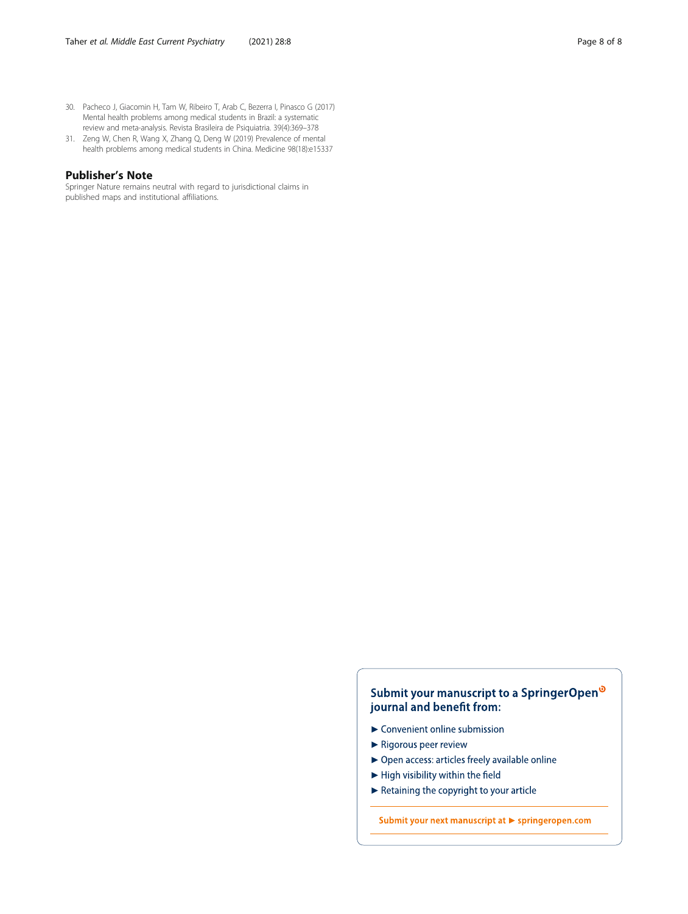30. Pacheco J, Giacomin H, Tam W, Ribeiro T, Arab C, Bezerra I, Pinasco G (2017) Mental health problems among medical students in Brazil: a systematic review and meta-analysis. Revista Brasileira de Psiquiatria. 39(4):369–378
31. Zeng W, Chen R, Wang X, Zhang Q, Deng W (2019) Prevalence of mental health problems among medical students in China. Medicine 98(18):e15337

## Publisher's Note

Springer Nature remains neutral with regard to jurisdictional claims in published maps and institutional affiliations.

**Submit your manuscript to a SpringerOpen journal and benefit from:**

- ► Convenient online submission
- ► Rigorous peer review
- ► Open access: articles freely available online
- ► High visibility within the field
- ► Retaining the copyright to your article

**Submit your next manuscript at ► springeropen.com**